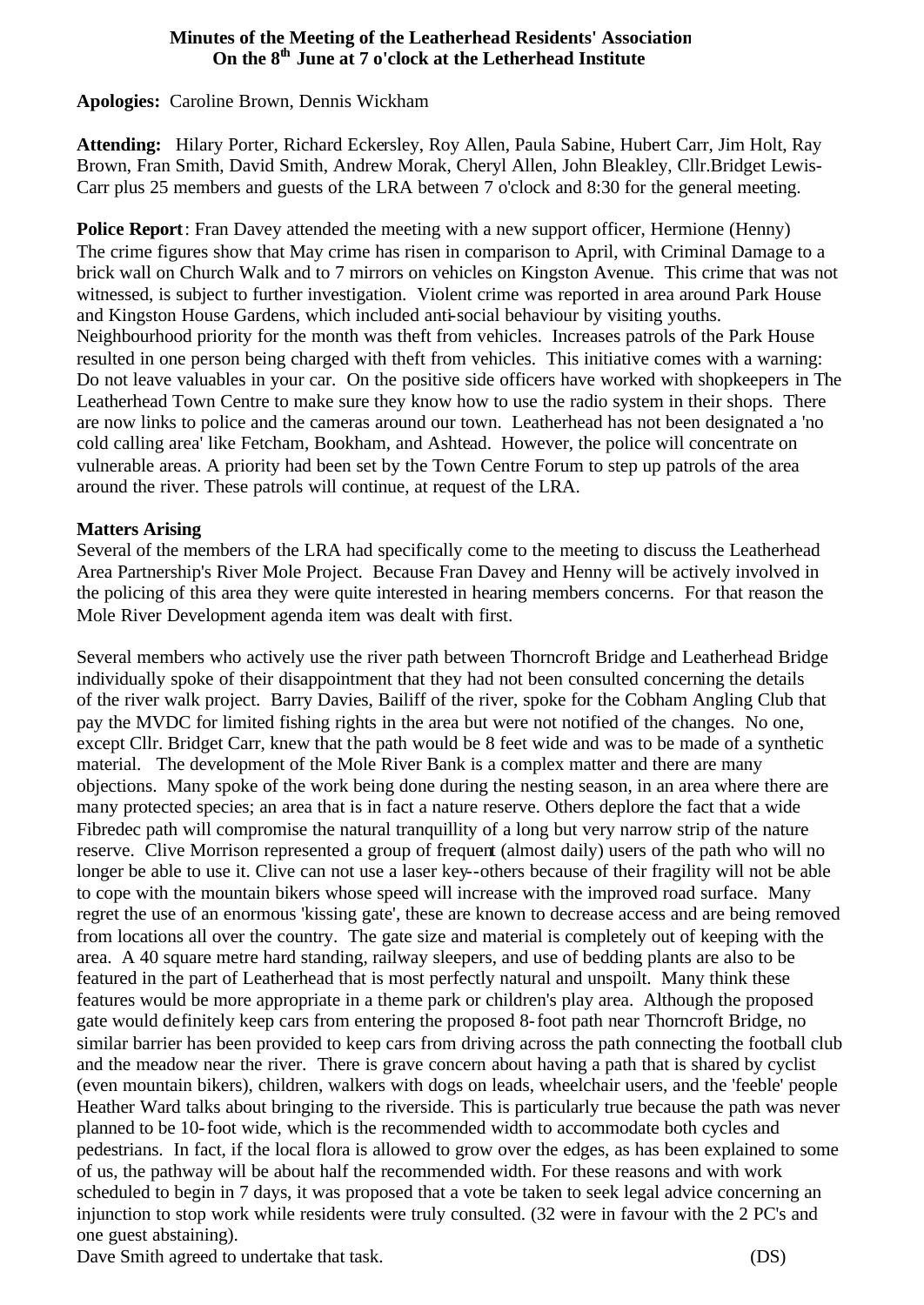**Minutes of the Meeting of the Leatherhead Residents' Association On the 8th June at 7 o'clock at the Letherhead Institute**

**Apologies:** Caroline Brown, Dennis Wickham

**Attending:** Hilary Porter, Richard Eckersley, Roy Allen, Paula Sabine, Hubert Carr, Jim Holt, Ray Brown, Fran Smith, David Smith, Andrew Morak, Cheryl Allen, John Bleakley, Cllr.Bridget Lewis-Carr plus 25 members and guests of the LRA between 7 o'clock and 8:30 for the general meeting.

**Police Report**: Fran Davey attended the meeting with a new support officer, Hermione (Henny) The crime figures show that May crime has risen in comparison to April, with Criminal Damage to a brick wall on Church Walk and to 7 mirrors on vehicles on Kingston Avenue. This crime that was not witnessed, is subject to further investigation. Violent crime was reported in area around Park House and Kingston House Gardens, which included anti-social behaviour by visiting youths. Neighbourhood priority for the month was theft from vehicles. Increases patrols of the Park House resulted in one person being charged with theft from vehicles. This initiative comes with a warning: Do not leave valuables in your car. On the positive side officers have worked with shopkeepers in The Leatherhead Town Centre to make sure they know how to use the radio system in their shops. There are now links to police and the cameras around our town. Leatherhead has not been designated a 'no cold calling area' like Fetcham, Bookham, and Ashtead. However, the police will concentrate on vulnerable areas. A priority had been set by the Town Centre Forum to step up patrols of the area around the river. These patrols will continue, at request of the LRA.

**Matters Arising**

Several of the members of the LRA had specifically come to the meeting to discuss the Leatherhead Area Partnership's River Mole Project. Because Fran Davey and Henny will be actively involved in the policing of this area they were quite interested in hearing members concerns. For that reason the Mole River Development agenda item was dealt with first.

Several members who actively use the river path between Thorncroft Bridge and Leatherhead Bridge individually spoke of their disappointment that they had not been consulted concerning the details of the river walk project. Barry Davies, Bailiff of the river, spoke for the Cobham Angling Club that pay the MVDC for limited fishing rights in the area but were not notified of the changes. No one, except Cllr. Bridget Carr, knew that the path would be 8 feet wide and was to be made of a synthetic material. The development of the Mole River Bank is a complex matter and there are many objections. Many spoke of the work being done during the nesting season, in an area where there are many protected species; an area that is in fact a nature reserve. Others deplore the fact that a wide Fibredec path will compromise the natural tranquillity of a long but very narrow strip of the nature reserve. Clive Morrison represented a group of frequent (almost daily) users of the path who will no longer be able to use it. Clive can not use a laser key--others because of their fragility will not be able to cope with the mountain bikers whose speed will increase with the improved road surface. Many regret the use of an enormous 'kissing gate', these are known to decrease access and are being removed from locations all over the country. The gate size and material is completely out of keeping with the area. A 40 square metre hard standing, railway sleepers, and use of bedding plants are also to be featured in the part of Leatherhead that is most perfectly natural and unspoilt. Many think these features would be more appropriate in a theme park or children's play area. Although the proposed gate would definitely keep cars from entering the proposed 8-foot path near Thorncroft Bridge, no similar barrier has been provided to keep cars from driving across the path connecting the football club and the meadow near the river. There is grave concern about having a path that is shared by cyclist (even mountain bikers), children, walkers with dogs on leads, wheelchair users, and the 'feeble' people Heather Ward talks about bringing to the riverside. This is particularly true because the path was never planned to be 10-foot wide, which is the recommended width to accommodate both cycles and pedestrians. In fact, if the local flora is allowed to grow over the edges, as has been explained to some of us, the pathway will be about half the recommended width. For these reasons and with work scheduled to begin in 7 days, it was proposed that a vote be taken to seek legal advice concerning an injunction to stop work while residents were truly consulted. (32 were in favour with the 2 PC's and one guest abstaining).

Dave Smith agreed to undertake that task. (DS)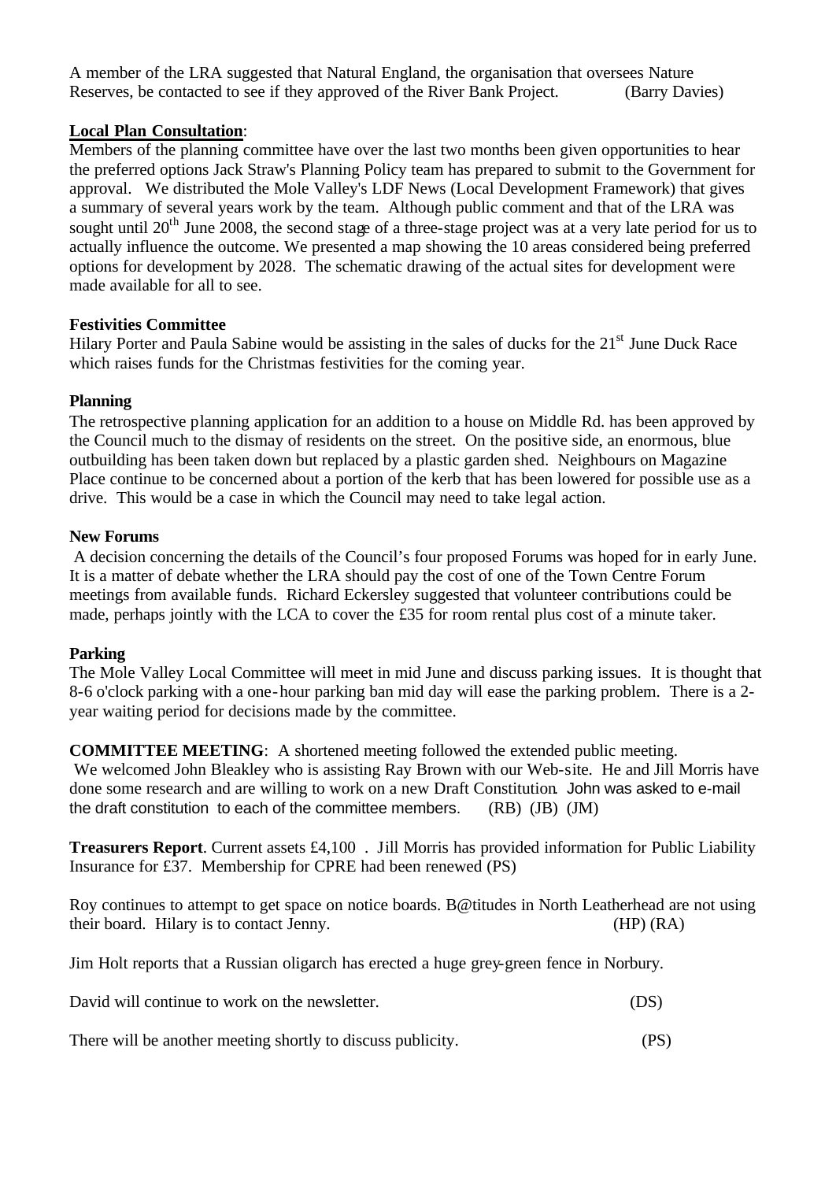A member of the LRA suggested that Natural England, the organisation that oversees Nature Reserves, be contacted to see if they approved of the River Bank Project. (Barry Davies)

**Local Plan Consultation**:
Members of the planning committee have over the last two months been given opportunities to hear the preferred options Jack Straw's Planning Policy team has prepared to submit to the Government for approval. We distributed the Mole Valley's LDF News (Local Development Framework) that gives a summary of several years work by the team. Although public comment and that of the LRA was sought until 20th June 2008, the second stage of a three-stage project was at a very late period for us to actually influence the outcome. We presented a map showing the 10 areas considered being preferred options for development by 2028. The schematic drawing of the actual sites for development were made available for all to see.

**Festivities Committee**
Hilary Porter and Paula Sabine would be assisting in the sales of ducks for the 21st June Duck Race which raises funds for the Christmas festivities for the coming year.

**Planning**
The retrospective planning application for an addition to a house on Middle Rd. has been approved by the Council much to the dismay of residents on the street. On the positive side, an enormous, blue outbuilding has been taken down but replaced by a plastic garden shed. Neighbours on Magazine Place continue to be concerned about a portion of the kerb that has been lowered for possible use as a drive. This would be a case in which the Council may need to take legal action.

**New Forums**
A decision concerning the details of the Council's four proposed Forums was hoped for in early June. It is a matter of debate whether the LRA should pay the cost of one of the Town Centre Forum meetings from available funds. Richard Eckersley suggested that volunteer contributions could be made, perhaps jointly with the LCA to cover the £35 for room rental plus cost of a minute taker.

**Parking**
The Mole Valley Local Committee will meet in mid June and discuss parking issues. It is thought that 8-6 o'clock parking with a one-hour parking ban mid day will ease the parking problem. There is a 2-year waiting period for decisions made by the committee.

**COMMITTEE MEETING**: A shortened meeting followed the extended public meeting.
We welcomed John Bleakley who is assisting Ray Brown with our Web-site. He and Jill Morris have done some research and are willing to work on a new Draft Constitution. John was asked to e-mail the draft constitution to each of the committee members. (RB) (JB) (JM)

**Treasurers Report**. Current assets £4,100 . Jill Morris has provided information for Public Liability Insurance for £37. Membership for CPRE had been renewed (PS)

Roy continues to attempt to get space on notice boards. B@titudes in North Leatherhead are not using their board. Hilary is to contact Jenny. (HP) (RA)

Jim Holt reports that a Russian oligarch has erected a huge grey-green fence in Norbury.

David will continue to work on the newsletter. (DS)

There will be another meeting shortly to discuss publicity. (PS)